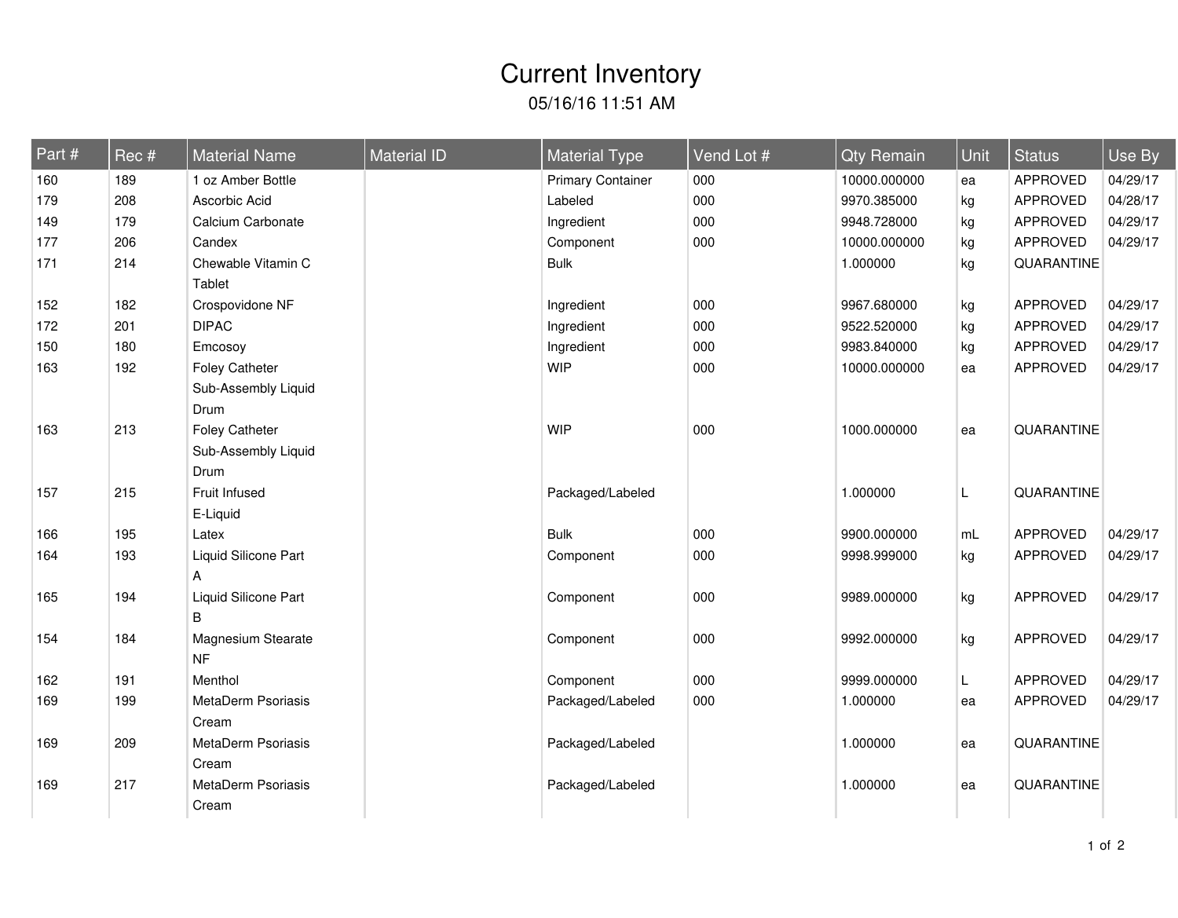# Current Inventory

05/16/16 11:51 AM

| Part # | Rec # | Material Name | Material ID | Material Type | Vend Lot # | Qty Remain | Unit | Status | Use By |
|---|---|---|---|---|---|---|---|---|---|
| 160 | 189 | 1 oz Amber Bottle | | Primary Container | 000 | 10000.000000 | ea | APPROVED | 04/29/17 |
| 179 | 208 | Ascorbic Acid | | Labeled | 000 | 9970.385000 | kg | APPROVED | 04/28/17 |
| 149 | 179 | Calcium Carbonate | | Ingredient | 000 | 9948.728000 | kg | APPROVED | 04/29/17 |
| 177 | 206 | Candex | | Component | 000 | 10000.000000 | kg | APPROVED | 04/29/17 |
| 171 | 214 | Chewable Vitamin C Tablet | | Bulk | | 1.000000 | kg | QUARANTINE | |
| 152 | 182 | Crospovidone NF | | Ingredient | 000 | 9967.680000 | kg | APPROVED | 04/29/17 |
| 172 | 201 | DIPAC | | Ingredient | 000 | 9522.520000 | kg | APPROVED | 04/29/17 |
| 150 | 180 | Emcosoy | | Ingredient | 000 | 9983.840000 | kg | APPROVED | 04/29/17 |
| 163 | 192 | Foley Catheter Sub-Assembly Liquid Drum | | WIP | 000 | 10000.000000 | ea | APPROVED | 04/29/17 |
| 163 | 213 | Foley Catheter Sub-Assembly Liquid Drum | | WIP | 000 | 1000.000000 | ea | QUARANTINE | |
| 157 | 215 | Fruit Infused E-Liquid | | Packaged/Labeled | | 1.000000 | L | QUARANTINE | |
| 166 | 195 | Latex | | Bulk | 000 | 9900.000000 | mL | APPROVED | 04/29/17 |
| 164 | 193 | Liquid Silicone Part A | | Component | 000 | 9998.999000 | kg | APPROVED | 04/29/17 |
| 165 | 194 | Liquid Silicone Part B | | Component | 000 | 9989.000000 | kg | APPROVED | 04/29/17 |
| 154 | 184 | Magnesium Stearate NF | | Component | 000 | 9992.000000 | kg | APPROVED | 04/29/17 |
| 162 | 191 | Menthol | | Component | 000 | 9999.000000 | L | APPROVED | 04/29/17 |
| 169 | 199 | MetaDerm Psoriasis Cream | | Packaged/Labeled | 000 | 1.000000 | ea | APPROVED | 04/29/17 |
| 169 | 209 | MetaDerm Psoriasis Cream | | Packaged/Labeled | | 1.000000 | ea | QUARANTINE | |
| 169 | 217 | MetaDerm Psoriasis Cream | | Packaged/Labeled | | 1.000000 | ea | QUARANTINE | |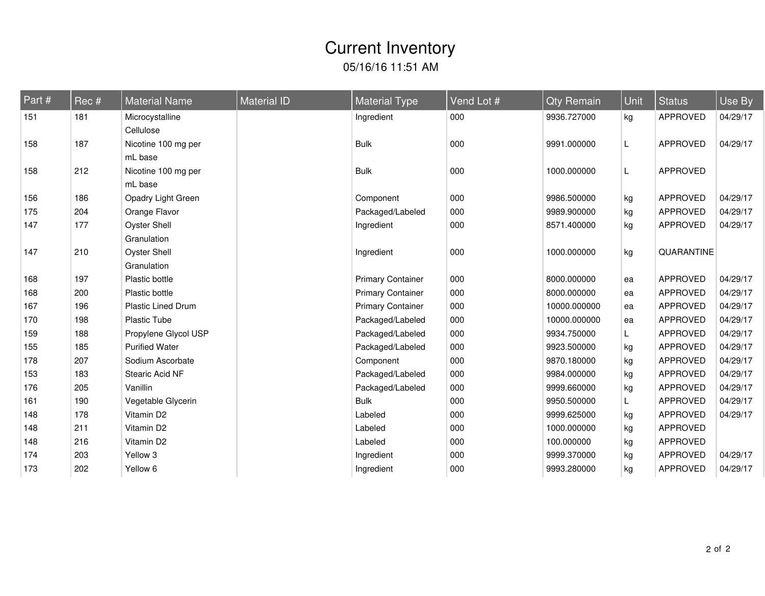# Current Inventory

05/16/16 11:51 AM

| Part # | Rec # | Material Name | Material ID | Material Type | Vend Lot # | Qty Remain | Unit | Status | Use By |
|---|---|---|---|---|---|---|---|---|---|
| 151 | 181 | Microcystalline Cellulose | | Ingredient | 000 | 9936.727000 | kg | APPROVED | 04/29/17 |
| 158 | 187 | Nicotine 100 mg per mL base | | Bulk | 000 | 9991.000000 | L | APPROVED | 04/29/17 |
| 158 | 212 | Nicotine 100 mg per mL base | | Bulk | 000 | 1000.000000 | L | APPROVED | |
| 156 | 186 | Opadry Light Green | | Component | 000 | 9986.500000 | kg | APPROVED | 04/29/17 |
| 175 | 204 | Orange Flavor | | Packaged/Labeled | 000 | 9989.900000 | kg | APPROVED | 04/29/17 |
| 147 | 177 | Oyster Shell Granulation | | Ingredient | 000 | 8571.400000 | kg | APPROVED | 04/29/17 |
| 147 | 210 | Oyster Shell Granulation | | Ingredient | 000 | 1000.000000 | kg | QUARANTINE | |
| 168 | 197 | Plastic bottle | | Primary Container | 000 | 8000.000000 | ea | APPROVED | 04/29/17 |
| 168 | 200 | Plastic bottle | | Primary Container | 000 | 8000.000000 | ea | APPROVED | 04/29/17 |
| 167 | 196 | Plastic Lined Drum | | Primary Container | 000 | 10000.000000 | ea | APPROVED | 04/29/17 |
| 170 | 198 | Plastic Tube | | Packaged/Labeled | 000 | 10000.000000 | ea | APPROVED | 04/29/17 |
| 159 | 188 | Propylene Glycol USP | | Packaged/Labeled | 000 | 9934.750000 | L | APPROVED | 04/29/17 |
| 155 | 185 | Purified Water | | Packaged/Labeled | 000 | 9923.500000 | kg | APPROVED | 04/29/17 |
| 178 | 207 | Sodium Ascorbate | | Component | 000 | 9870.180000 | kg | APPROVED | 04/29/17 |
| 153 | 183 | Stearic Acid NF | | Packaged/Labeled | 000 | 9984.000000 | kg | APPROVED | 04/29/17 |
| 176 | 205 | Vanillin | | Packaged/Labeled | 000 | 9999.660000 | kg | APPROVED | 04/29/17 |
| 161 | 190 | Vegetable Glycerin | | Bulk | 000 | 9950.500000 | L | APPROVED | 04/29/17 |
| 148 | 178 | Vitamin D2 | | Labeled | 000 | 9999.625000 | kg | APPROVED | 04/29/17 |
| 148 | 211 | Vitamin D2 | | Labeled | 000 | 1000.000000 | kg | APPROVED | |
| 148 | 216 | Vitamin D2 | | Labeled | 000 | 100.000000 | kg | APPROVED | |
| 174 | 203 | Yellow 3 | | Ingredient | 000 | 9999.370000 | kg | APPROVED | 04/29/17 |
| 173 | 202 | Yellow 6 | | Ingredient | 000 | 9993.280000 | kg | APPROVED | 04/29/17 |